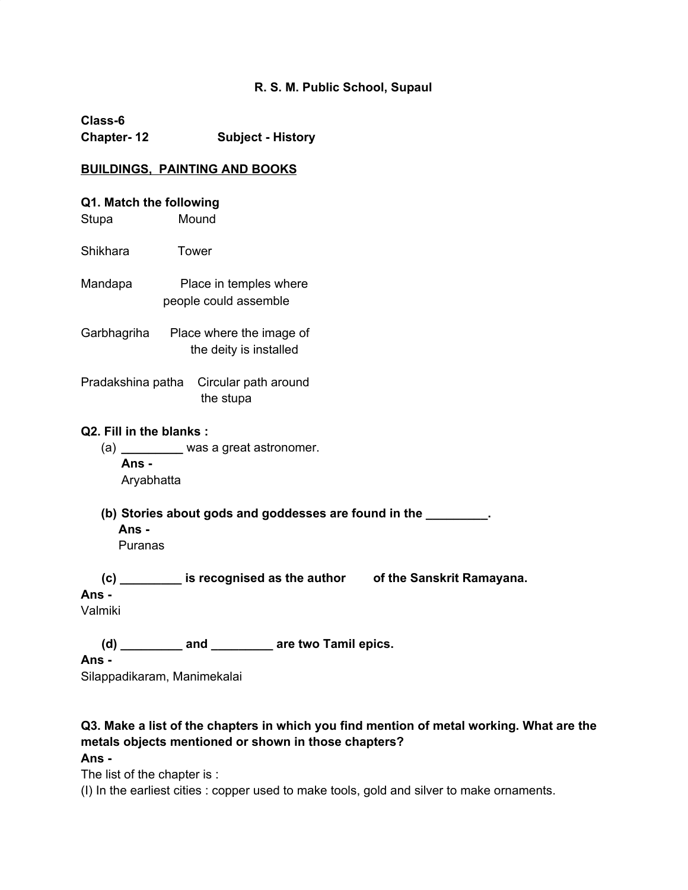**R. S. M. Public School, Supaul**

**Class-6**

**Chapter- 12 Subject - History**

**BUILDINGS, PAINTING AND BOOKS**

**Q1. Match the following**

| | |
|---|---|
| Stupa | Mound |
| Shikhara | Tower |
| Mandapa | Place in temples where people could assemble |
| Garbhagriha | Place where the image of the deity is installed |
| Pradakshina patha | Circular path around the stupa |

**Q2. Fill in the blanks :**

(a) _________ was a great astronomer.

**Ans -**

Aryabhatta

**(b) Stories about gods and goddesses are found in the _________.**

**Ans -**

Puranas

**(c) _________ is recognised as the author of the Sanskrit Ramayana.**

**Ans -**

Valmiki

**(d) _________ and _________ are two Tamil epics.**

**Ans -**

Silappadikaram, Manimekalai

**Q3. Make a list of the chapters in which you find mention of metal working. What are the metals objects mentioned or shown in those chapters?**

**Ans -**

The list of the chapter is :

(I) In the earliest cities : copper used to make tools, gold and silver to make ornaments.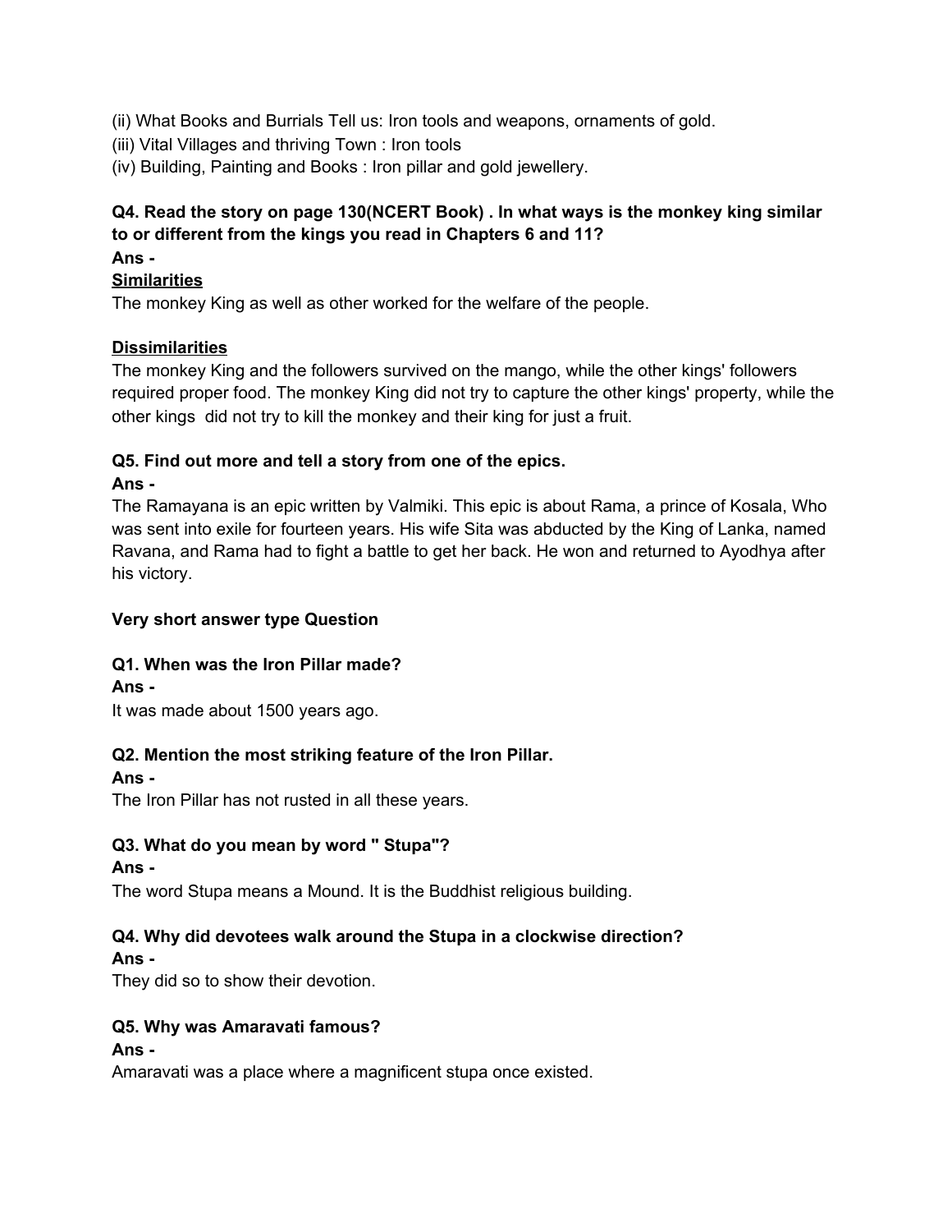(ii) What Books and Burrials Tell us: Iron tools and weapons, ornaments of gold.
(iii) Vital Villages and thriving Town : Iron tools
(iv) Building, Painting and Books : Iron pillar and gold jewellery.

**Q4. Read the story on page 130(NCERT Book) . In what ways is the monkey king similar to or different from the kings you read in Chapters 6 and 11?**
**Ans -**
**Similarities**
The monkey King as well as other worked for the welfare of the people.

**Dissimilarities**
The monkey King and the followers survived on the mango, while the other kings' followers required proper food. The monkey King did not try to capture the other kings' property, while the other kings did not try to kill the monkey and their king for just a fruit.

**Q5. Find out more and tell a story from one of the epics.**
**Ans -**
The Ramayana is an epic written by Valmiki. This epic is about Rama, a prince of Kosala, Who was sent into exile for fourteen years. His wife Sita was abducted by the King of Lanka, named Ravana, and Rama had to fight a battle to get her back. He won and returned to Ayodhya after his victory.

**Very short answer type Question**

**Q1. When was the Iron Pillar made?**
**Ans -**
It was made about 1500 years ago.

**Q2. Mention the most striking feature of the Iron Pillar.**
**Ans -**
The Iron Pillar has not rusted in all these years.

**Q3. What do you mean by word " Stupa"?**
**Ans -**
The word Stupa means a Mound. It is the Buddhist religious building.

**Q4. Why did devotees walk around the Stupa in a clockwise direction?**
**Ans -**
They did so to show their devotion.

**Q5. Why was Amaravati famous?**
**Ans -**
Amaravati was a place where a magnificent stupa once existed.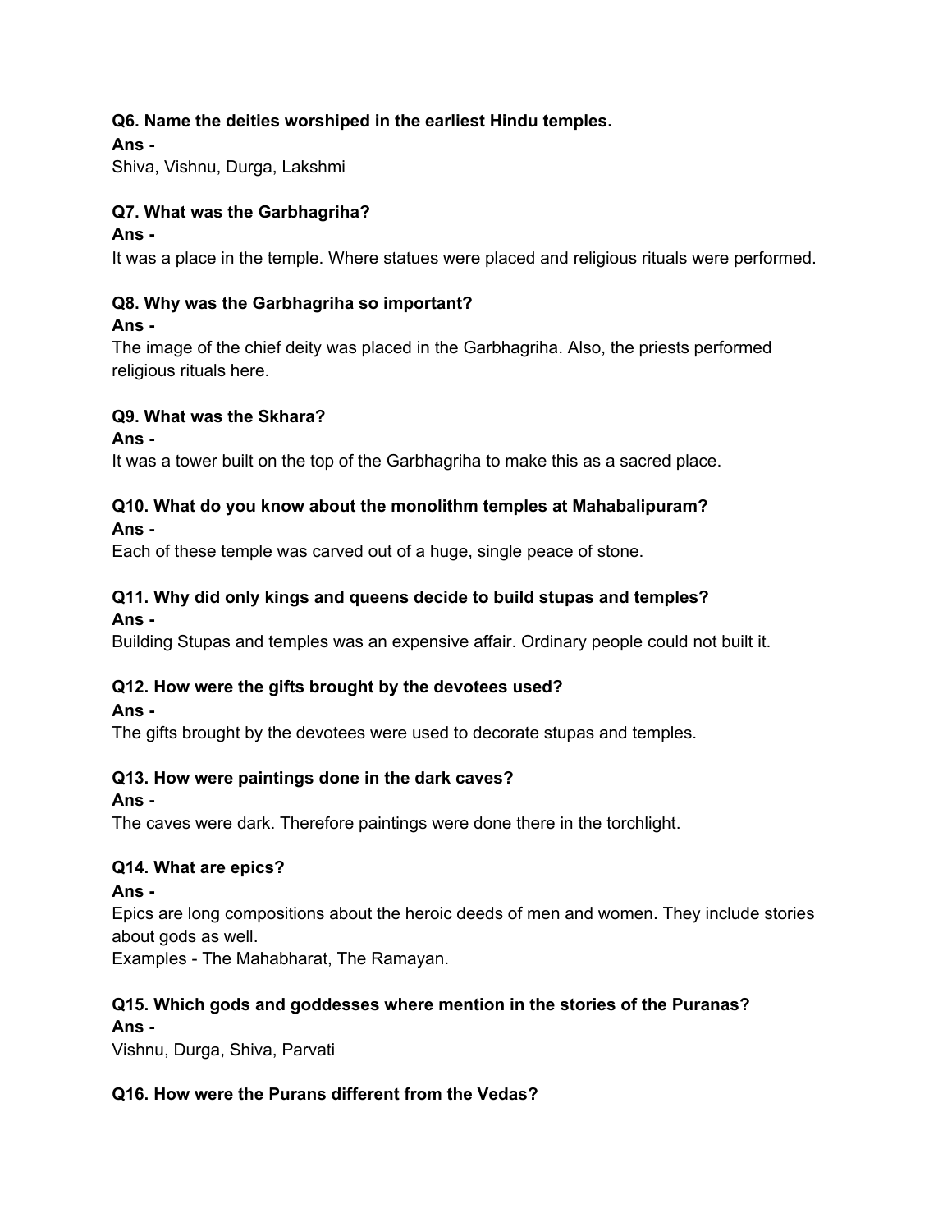**Q6. Name the deities worshiped in the earliest Hindu temples.**

**Ans -**

Shiva, Vishnu, Durga, Lakshmi

**Q7. What was the Garbhagriha?**

**Ans -**

It was a place in the temple. Where statues were placed and religious rituals were performed.

**Q8. Why was the Garbhagriha so important?**

**Ans -**

The image of the chief deity was placed in the Garbhagriha. Also, the priests performed religious rituals here.

**Q9. What was the Skhara?**

**Ans -**

It was a tower built on the top of the Garbhagriha to make this as a sacred place.

**Q10. What do you know about the monolithm temples at Mahabalipuram?**

**Ans -**

Each of these temple was carved out of a huge, single peace of stone.

**Q11. Why did only kings and queens decide to build stupas and temples?**

**Ans -**

Building Stupas and temples was an expensive affair. Ordinary people could not built it.

**Q12. How were the gifts brought by the devotees used?**

**Ans -**

The gifts brought by the devotees were used to decorate stupas and temples.

**Q13. How were paintings done in the dark caves?**

**Ans -**

The caves were dark. Therefore paintings were done there in the torchlight.

**Q14. What are epics?**

**Ans -**

Epics are long compositions about the heroic deeds of men and women. They include stories about gods as well.

Examples - The Mahabharat, The Ramayan.

**Q15. Which gods and goddesses where mention in the stories of the Puranas?**

**Ans -**

Vishnu, Durga, Shiva, Parvati

**Q16. How were the Purans different from the Vedas?**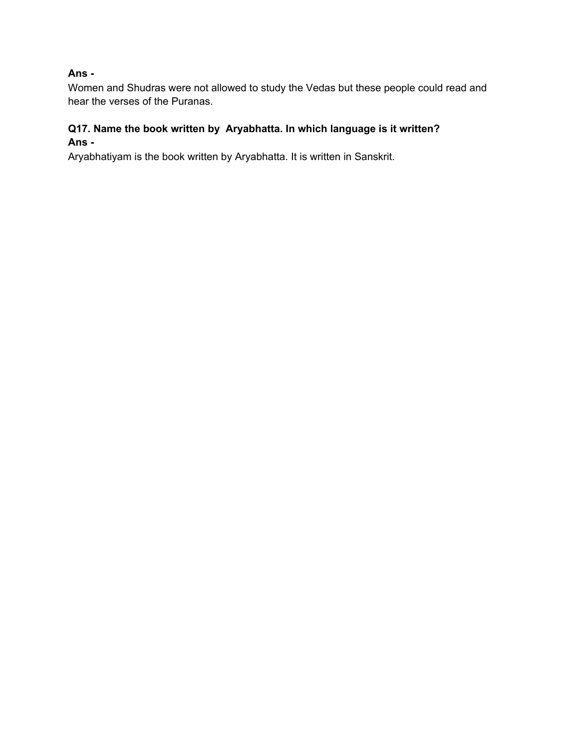**Ans -**
Women and Shudras were not allowed to study the Vedas but these people could read and hear the verses of the Puranas.

**Q17. Name the book written by Aryabhatta. In which language is it written?**
**Ans -**
Aryabhatiyam is the book written by Aryabhatta. It is written in Sanskrit.